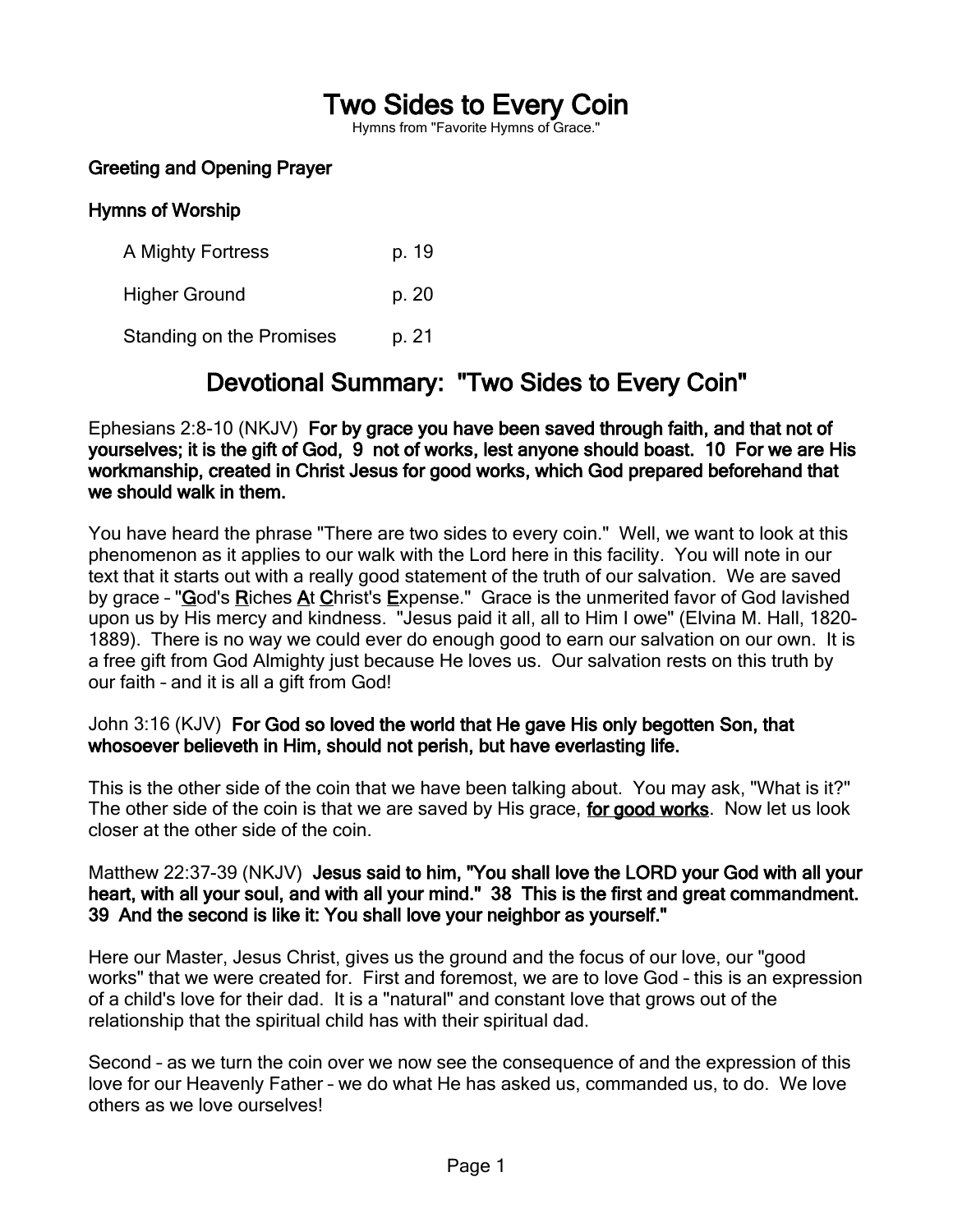# Two Sides to Every Coin

Hymns from "Favorite Hymns of Grace."

**Greeting and Opening Prayer**

**Hymns of Worship**

| | |
|---|---|
| A Mighty Fortress | p. 19 |
| Higher Ground | p. 20 |
| Standing on the Promises | p. 21 |

## Devotional Summary: "Two Sides to Every Coin"

Ephesians 2:8-10 (NKJV) **For by grace you have been saved through faith, and that not of yourselves; it is the gift of God, 9 not of works, lest anyone should boast. 10 For we are His workmanship, created in Christ Jesus for good works, which God prepared beforehand that we should walk in them.**

You have heard the phrase "There are two sides to every coin." Well, we want to look at this phenomenon as it applies to our walk with the Lord here in this facility. You will note in our text that it starts out with a really good statement of the truth of our salvation. We are saved by grace – "**G**od's **R**iches **A**t **C**hrist's **E**xpense." Grace is the unmerited favor of God lavished upon us by His mercy and kindness. "Jesus paid it all, all to Him I owe" (Elvina M. Hall, 1820-1889). There is no way we could ever do enough good to earn our salvation on our own. It is a free gift from God Almighty just because He loves us. Our salvation rests on this truth by our faith – and it is all a gift from God!

John 3:16 (KJV) **For God so loved the world that He gave His only begotten Son, that whosoever believeth in Him, should not perish, but have everlasting life.**

This is the other side of the coin that we have been talking about. You may ask, "What is it?" The other side of the coin is that we are saved by His grace, **for good works**. Now let us look closer at the other side of the coin.

Matthew 22:37-39 (NKJV) **Jesus said to him, "You shall love the LORD your God with all your heart, with all your soul, and with all your mind." 38 This is the first and great commandment. 39 And the second is like it: You shall love your neighbor as yourself."**

Here our Master, Jesus Christ, gives us the ground and the focus of our love, our "good works" that we were created for. First and foremost, we are to love God – this is an expression of a child's love for their dad. It is a "natural" and constant love that grows out of the relationship that the spiritual child has with their spiritual dad.

Second – as we turn the coin over we now see the consequence of and the expression of this love for our Heavenly Father – we do what He has asked us, commanded us, to do. We love others as we love ourselves!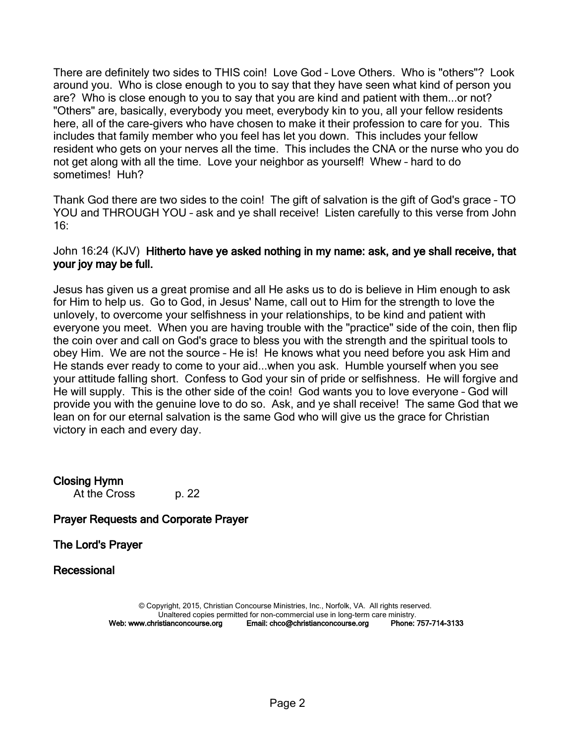There are definitely two sides to THIS coin! Love God – Love Others. Who is "others"? Look around you. Who is close enough to you to say that they have seen what kind of person you are? Who is close enough to you to say that you are kind and patient with them...or not? "Others" are, basically, everybody you meet, everybody kin to you, all your fellow residents here, all of the care-givers who have chosen to make it their profession to care for you. This includes that family member who you feel has let you down. This includes your fellow resident who gets on your nerves all the time. This includes the CNA or the nurse who you do not get along with all the time. Love your neighbor as yourself! Whew – hard to do sometimes! Huh?

Thank God there are two sides to the coin! The gift of salvation is the gift of God's grace – TO YOU and THROUGH YOU – ask and ye shall receive! Listen carefully to this verse from John 16:

John 16:24 (KJV) **Hitherto have ye asked nothing in my name: ask, and ye shall receive, that your joy may be full.**

Jesus has given us a great promise and all He asks us to do is believe in Him enough to ask for Him to help us. Go to God, in Jesus' Name, call out to Him for the strength to love the unlovely, to overcome your selfishness in your relationships, to be kind and patient with everyone you meet. When you are having trouble with the "practice" side of the coin, then flip the coin over and call on God's grace to bless you with the strength and the spiritual tools to obey Him. We are not the source – He is! He knows what you need before you ask Him and He stands ever ready to come to your aid...when you ask. Humble yourself when you see your attitude falling short. Confess to God your sin of pride or selfishness. He will forgive and He will supply. This is the other side of the coin! God wants you to love everyone – God will provide you with the genuine love to do so. Ask, and ye shall receive! The same God that we lean on for our eternal salvation is the same God who will give us the grace for Christian victory in each and every day.

**Closing Hymn**

At the Cross p. 22

**Prayer Requests and Corporate Prayer**

**The Lord's Prayer**

**Recessional**

© Copyright, 2015, Christian Concourse Ministries, Inc., Norfolk, VA. All rights reserved.
Unaltered copies permitted for non-commercial use in long-term care ministry.
**Web: www.christianconcourse.org Email: chco@christianconcourse.org Phone: 757-714-3133**